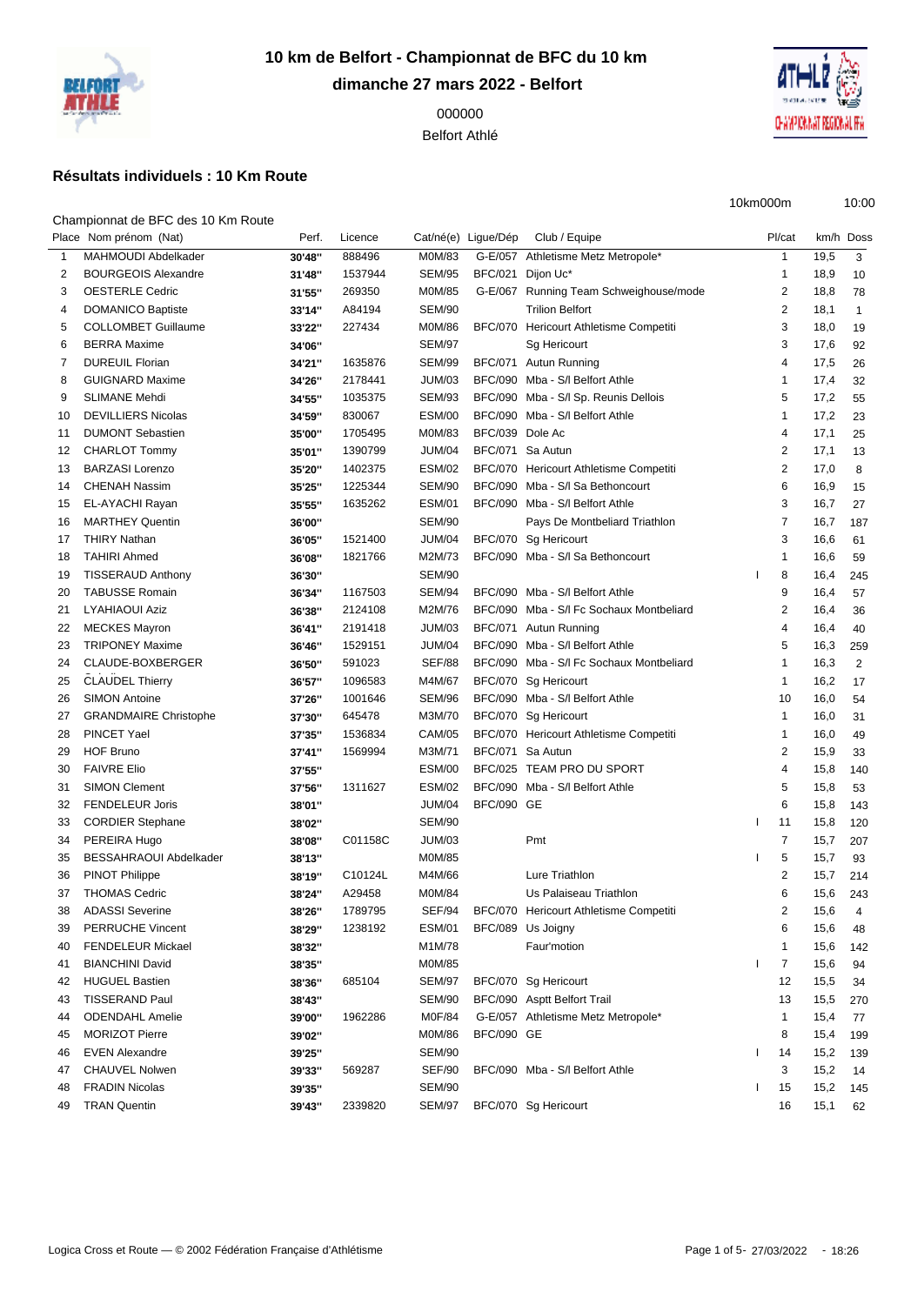# 10 km de Belfort - Championnat de BFC du 10 km

## dimanche 27 mars 2022 - Belfort

000000

Belfort Athlé

### Résultats individuels : 10 Km Route

10km000m 10:00

Championnat de BFC des 10 Km Route

| Place | Nom prénom (Nat) | Perf. | Licence | Cat/né(e) | Ligue/Dép | Club / Equipe | | Pl/cat | km/h | Doss |
|---|---|---|---|---|---|---|---|---|---|---|
| 1 | MAHMOUDI Abdelkader | 30'48'' | 888496 | M0M/83 | G-E/057 | Athletisme Metz Metropole* | | 1 | 19,5 | 3 |
| 2 | BOURGEOIS Alexandre | 31'48'' | 1537944 | SEM/95 | BFC/021 | Dijon Uc* | | 1 | 18,9 | 10 |
| 3 | OESTERLE Cedric | 31'55'' | 269350 | M0M/85 | G-E/067 | Running Team Schweighouse/mode | | 2 | 18,8 | 78 |
| 4 | DOMANICO Baptiste | 33'14'' | A84194 | SEM/90 | | Trilion Belfort | | 2 | 18,1 | 1 |
| 5 | COLLOMBET Guillaume | 33'22'' | 227434 | M0M/86 | BFC/070 | Hericourt Athletisme Competiti | | 3 | 18,0 | 19 |
| 6 | BERRA Maxime | 34'06'' | | SEM/97 | | Sg Hericourt | | 3 | 17,6 | 92 |
| 7 | DUREUIL Florian | 34'21'' | 1635876 | SEM/99 | BFC/071 | Autun Running | | 4 | 17,5 | 26 |
| 8 | GUIGNARD Maxime | 34'26'' | 2178441 | JUM/03 | BFC/090 | Mba - S/l Belfort Athle | | 1 | 17,4 | 32 |
| 9 | SLIMANE Mehdi | 34'55'' | 1035375 | SEM/93 | BFC/090 | Mba - S/l Sp. Reunis Dellois | | 5 | 17,2 | 55 |
| 10 | DEVILLIERS Nicolas | 34'59'' | 830067 | ESM/00 | BFC/090 | Mba - S/l Belfort Athle | | 1 | 17,2 | 23 |
| 11 | DUMONT Sebastien | 35'00'' | 1705495 | M0M/83 | BFC/039 | Dole Ac | | 4 | 17,1 | 25 |
| 12 | CHARLOT Tommy | 35'01'' | 1390799 | JUM/04 | BFC/071 | Sa Autun | | 2 | 17,1 | 13 |
| 13 | BARZASI Lorenzo | 35'20'' | 1402375 | ESM/02 | BFC/070 | Hericourt Athletisme Competiti | | 2 | 17,0 | 8 |
| 14 | CHENAH Nassim | 35'25'' | 1225344 | SEM/90 | BFC/090 | Mba - S/l Sa Bethoncourt | | 6 | 16,9 | 15 |
| 15 | EL-AYACHI Rayan | 35'55'' | 1635262 | ESM/01 | BFC/090 | Mba - S/l Belfort Athle | | 3 | 16,7 | 27 |
| 16 | MARTHEY Quentin | 36'00'' | | SEM/90 | | Pays De Montbeliard Triathlon | | 7 | 16,7 | 187 |
| 17 | THIRY Nathan | 36'05'' | 1521400 | JUM/04 | BFC/070 | Sg Hericourt | | 3 | 16,6 | 61 |
| 18 | TAHIRI Ahmed | 36'08'' | 1821766 | M2M/73 | BFC/090 | Mba - S/l Sa Bethoncourt | | 1 | 16,6 | 59 |
| 19 | TISSERAUD Anthony | 36'30'' | | SEM/90 | | | I | 8 | 16,4 | 245 |
| 20 | TABUSSE Romain | 36'34'' | 1167503 | SEM/94 | BFC/090 | Mba - S/l Belfort Athle | | 9 | 16,4 | 57 |
| 21 | LYAHIAOUI Aziz | 36'38'' | 2124108 | M2M/76 | BFC/090 | Mba - S/l Fc Sochaux Montbeliard | | 2 | 16,4 | 36 |
| 22 | MECKES Mayron | 36'41'' | 2191418 | JUM/03 | BFC/071 | Autun Running | | 4 | 16,4 | 40 |
| 23 | TRIPONEY Maxime | 36'46'' | 1529151 | JUM/04 | BFC/090 | Mba - S/l Belfort Athle | | 5 | 16,3 | 259 |
| 24 | CLAUDE-BOXBERGER | 36'50'' | 591023 | SEF/88 | BFC/090 | Mba - S/l Fc Sochaux Montbeliard | | 1 | 16,3 | 2 |
| 25 | CLAUDEL Thierry | 36'57'' | 1096583 | M4M/67 | BFC/070 | Sg Hericourt | | 1 | 16,2 | 17 |
| 26 | SIMON Antoine | 37'26'' | 1001646 | SEM/96 | BFC/090 | Mba - S/l Belfort Athle | | 10 | 16,0 | 54 |
| 27 | GRANDMAIRE Christophe | 37'30'' | 645478 | M3M/70 | BFC/070 | Sg Hericourt | | 1 | 16,0 | 31 |
| 28 | PINCET Yael | 37'35'' | 1536834 | CAM/05 | BFC/070 | Hericourt Athletisme Competiti | | 1 | 16,0 | 49 |
| 29 | HOF Bruno | 37'41'' | 1569994 | M3M/71 | BFC/071 | Sa Autun | | 2 | 15,9 | 33 |
| 30 | FAIVRE Elio | 37'55'' | | ESM/00 | BFC/025 | TEAM PRO DU SPORT | | 4 | 15,8 | 140 |
| 31 | SIMON Clement | 37'56'' | 1311627 | ESM/02 | BFC/090 | Mba - S/l Belfort Athle | | 5 | 15,8 | 53 |
| 32 | FENDELEUR Joris | 38'01'' | | JUM/04 | BFC/090 | GE | | 6 | 15,8 | 143 |
| 33 | CORDIER Stephane | 38'02'' | | SEM/90 | | | I | 11 | 15,8 | 120 |
| 34 | PEREIRA Hugo | 38'08'' | C01158C | JUM/03 | | Pmt | | 7 | 15,7 | 207 |
| 35 | BESSAHRAOUI Abdelkader | 38'13'' | | M0M/85 | | | I | 5 | 15,7 | 93 |
| 36 | PINOT Philippe | 38'19'' | C10124L | M4M/66 | | Lure Triathlon | | 2 | 15,7 | 214 |
| 37 | THOMAS Cedric | 38'24'' | A29458 | M0M/84 | | Us Palaiseau Triathlon | | 6 | 15,6 | 243 |
| 38 | ADASSI Severine | 38'26'' | 1789795 | SEF/94 | BFC/070 | Hericourt Athletisme Competiti | | 2 | 15,6 | 4 |
| 39 | PERRUCHE Vincent | 38'29'' | 1238192 | ESM/01 | BFC/089 | Us Joigny | | 6 | 15,6 | 48 |
| 40 | FENDELEUR Mickael | 38'32'' | | M1M/78 | | Faur'motion | | 1 | 15,6 | 142 |
| 41 | BIANCHINI David | 38'35'' | | M0M/85 | | | I | 7 | 15,6 | 94 |
| 42 | HUGUEL Bastien | 38'36'' | 685104 | SEM/97 | BFC/070 | Sg Hericourt | | 12 | 15,5 | 34 |
| 43 | TISSERAND Paul | 38'43'' | | SEM/90 | BFC/090 | Asptt Belfort Trail | | 13 | 15,5 | 270 |
| 44 | ODENDAHL Amelie | 39'00'' | 1962286 | M0F/84 | G-E/057 | Athletisme Metz Metropole* | | 1 | 15,4 | 77 |
| 45 | MORIZOT Pierre | 39'02'' | | M0M/86 | BFC/090 | GE | | 8 | 15,4 | 199 |
| 46 | EVEN Alexandre | 39'25'' | | SEM/90 | | | I | 14 | 15,2 | 139 |
| 47 | CHAUVEL Nolwen | 39'33'' | 569287 | SEF/90 | BFC/090 | Mba - S/l Belfort Athle | | 3 | 15,2 | 14 |
| 48 | FRADIN Nicolas | 39'35'' | | SEM/90 | | | I | 15 | 15,2 | 145 |
| 49 | TRAN Quentin | 39'43'' | 2339820 | SEM/97 | BFC/070 | Sg Hericourt | | 16 | 15,1 | 62 |

Logica Cross et Route — © 2002 Fédération Française d'Athlétisme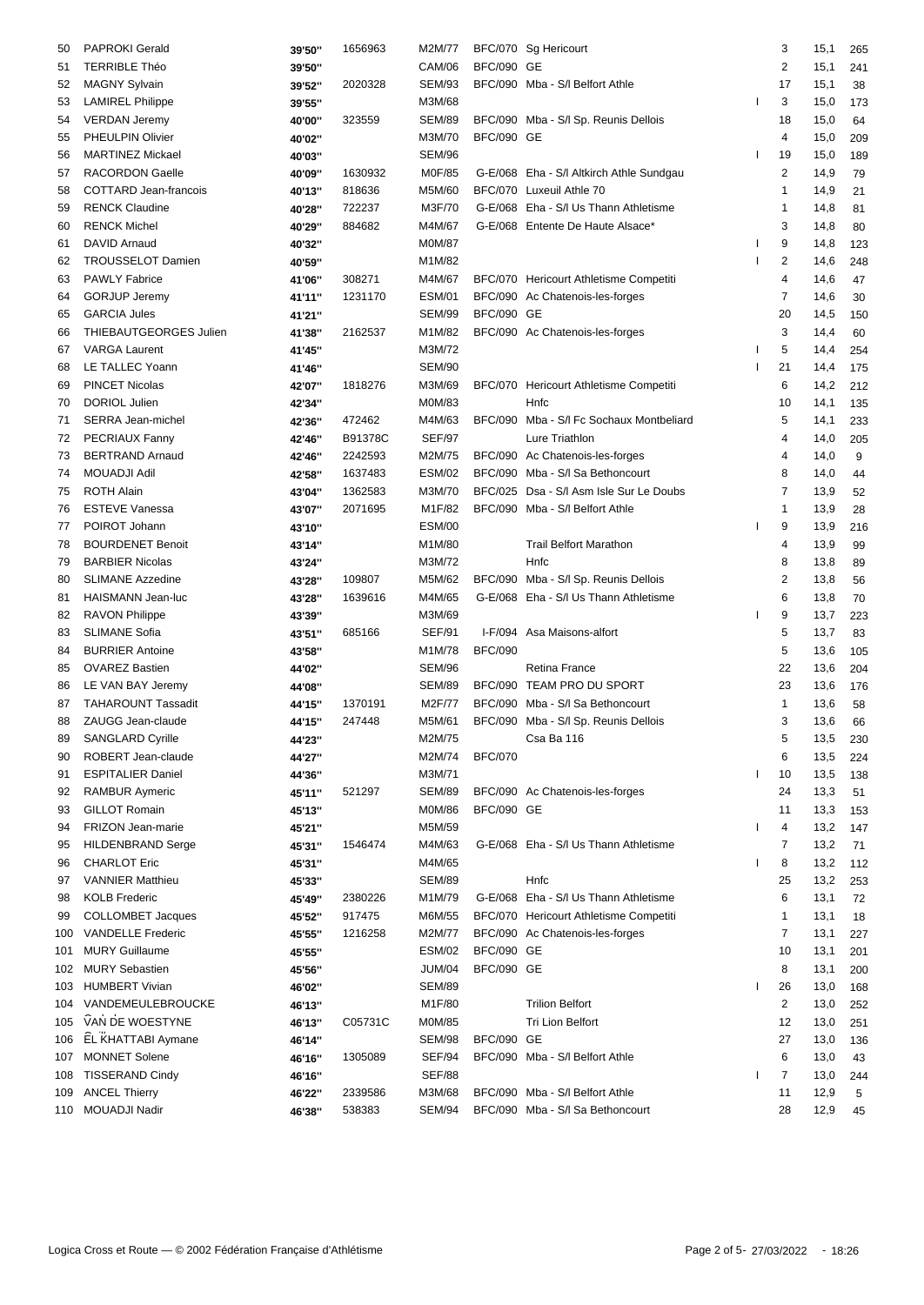| 50 | PAPROKI Gerald | 39'50'' | 1656963 | M2M/77 | BFC/070 | Sg Hericourt | | 3 | 15,1 | 265 |
|---|---|---|---|---|---|---|---|---|---|---|
| 51 | TERRIBLE Théo | 39'50'' | | CAM/06 | BFC/090 | GE | | 2 | 15,1 | 241 |
| 52 | MAGNY Sylvain | 39'52'' | 2020328 | SEM/93 | BFC/090 | Mba - S/l Belfort Athle | | 17 | 15,1 | 38 |
| 53 | LAMIREL Philippe | 39'55'' | | M3M/68 | | | I | 3 | 15,0 | 173 |
| 54 | VERDAN Jeremy | 40'00'' | 323559 | SEM/89 | BFC/090 | Mba - S/l Sp. Reunis Dellois | | 18 | 15,0 | 64 |
| 55 | PHEULPIN Olivier | 40'02'' | | M3M/70 | BFC/090 | GE | | 4 | 15,0 | 209 |
| 56 | MARTINEZ Mickael | 40'03'' | | SEM/96 | | | I | 19 | 15,0 | 189 |
| 57 | RACORDON Gaelle | 40'09'' | 1630932 | M0F/85 | G-E/068 | Eha - S/l Altkirch Athle Sundgau | | 2 | 14,9 | 79 |
| 58 | COTTARD Jean-francois | 40'13'' | 818636 | M5M/60 | BFC/070 | Luxeuil Athle 70 | | 1 | 14,9 | 21 |
| 59 | RENCK Claudine | 40'28'' | 722237 | M3F/70 | G-E/068 | Eha - S/l Us Thann Athletisme | | 1 | 14,8 | 81 |
| 60 | RENCK Michel | 40'29'' | 884682 | M4M/67 | G-E/068 | Entente De Haute Alsace* | | 3 | 14,8 | 80 |
| 61 | DAVID Arnaud | 40'32'' | | M0M/87 | | | I | 9 | 14,8 | 123 |
| 62 | TROUSSELOT Damien | 40'59'' | | M1M/82 | | | I | 2 | 14,6 | 248 |
| 63 | PAWLY Fabrice | 41'06'' | 308271 | M4M/67 | BFC/070 | Hericourt Athletisme Competiti | | 4 | 14,6 | 47 |
| 64 | GORJUP Jeremy | 41'11'' | 1231170 | ESM/01 | BFC/090 | Ac Chatenois-les-forges | | 7 | 14,6 | 30 |
| 65 | GARCIA Jules | 41'21'' | | SEM/99 | BFC/090 | GE | | 20 | 14,5 | 150 |
| 66 | THIEBAUTGEORGES Julien | 41'38'' | 2162537 | M1M/82 | BFC/090 | Ac Chatenois-les-forges | | 3 | 14,4 | 60 |
| 67 | VARGA Laurent | 41'45'' | | M3M/72 | | | I | 5 | 14,4 | 254 |
| 68 | LE TALLEC Yoann | 41'46'' | | SEM/90 | | | I | 21 | 14,4 | 175 |
| 69 | PINCET Nicolas | 42'07'' | 1818276 | M3M/69 | BFC/070 | Hericourt Athletisme Competiti | | 6 | 14,2 | 212 |
| 70 | DORIOL Julien | 42'34'' | | M0M/83 | | Hnfc | | 10 | 14,1 | 135 |
| 71 | SERRA Jean-michel | 42'36'' | 472462 | M4M/63 | BFC/090 | Mba - S/l Fc Sochaux Montbeliard | | 5 | 14,1 | 233 |
| 72 | PECRIAUX Fanny | 42'46'' | B91378C | SEF/97 | | Lure Triathlon | | 4 | 14,0 | 205 |
| 73 | BERTRAND Arnaud | 42'46'' | 2242593 | M2M/75 | BFC/090 | Ac Chatenois-les-forges | | 4 | 14,0 | 9 |
| 74 | MOUADJI Adil | 42'58'' | 1637483 | ESM/02 | BFC/090 | Mba - S/l Sa Bethoncourt | | 8 | 14,0 | 44 |
| 75 | ROTH Alain | 43'04'' | 1362583 | M3M/70 | BFC/025 | Dsa - S/l Asm Isle Sur Le Doubs | | 7 | 13,9 | 52 |
| 76 | ESTEVE Vanessa | 43'07'' | 2071695 | M1F/82 | BFC/090 | Mba - S/l Belfort Athle | | 1 | 13,9 | 28 |
| 77 | POIROT Johann | 43'10'' | | ESM/00 | | | I | 9 | 13,9 | 216 |
| 78 | BOURDENET Benoit | 43'14'' | | M1M/80 | | Trail Belfort Marathon | | 4 | 13,9 | 99 |
| 79 | BARBIER Nicolas | 43'24'' | | M3M/72 | | Hnfc | | 8 | 13,8 | 89 |
| 80 | SLIMANE Azzedine | 43'28'' | 109807 | M5M/62 | BFC/090 | Mba - S/l Sp. Reunis Dellois | | 2 | 13,8 | 56 |
| 81 | HAISMANN Jean-luc | 43'28'' | 1639616 | M4M/65 | G-E/068 | Eha - S/l Us Thann Athletisme | | 6 | 13,8 | 70 |
| 82 | RAVON Philippe | 43'39'' | | M3M/69 | | | I | 9 | 13,7 | 223 |
| 83 | SLIMANE Sofia | 43'51'' | 685166 | SEF/91 | I-F/094 | Asa Maisons-alfort | | 5 | 13,7 | 83 |
| 84 | BURRIER Antoine | 43'58'' | | M1M/78 | BFC/090 | | | 5 | 13,6 | 105 |
| 85 | OVAREZ Bastien | 44'02'' | | SEM/96 | | Retina France | | 22 | 13,6 | 204 |
| 86 | LE VAN BAY Jeremy | 44'08'' | | SEM/89 | BFC/090 | TEAM PRO DU SPORT | | 23 | 13,6 | 176 |
| 87 | TAHAROUNT Tassadit | 44'15'' | 1370191 | M2F/77 | BFC/090 | Mba - S/l Sa Bethoncourt | | 1 | 13,6 | 58 |
| 88 | ZAUGG Jean-claude | 44'15'' | 247448 | M5M/61 | BFC/090 | Mba - S/l Sp. Reunis Dellois | | 3 | 13,6 | 66 |
| 89 | SANGLARD Cyrille | 44'23'' | | M2M/75 | | Csa Ba 116 | | 5 | 13,5 | 230 |
| 90 | ROBERT Jean-claude | 44'27'' | | M2M/74 | BFC/070 | | | 6 | 13,5 | 224 |
| 91 | ESPITALIER Daniel | 44'36'' | | M3M/71 | | | I | 10 | 13,5 | 138 |
| 92 | RAMBUR Aymeric | 45'11'' | 521297 | SEM/89 | BFC/090 | Ac Chatenois-les-forges | | 24 | 13,3 | 51 |
| 93 | GILLOT Romain | 45'13'' | | M0M/86 | BFC/090 | GE | | 11 | 13,3 | 153 |
| 94 | FRIZON Jean-marie | 45'21'' | | M5M/59 | | | I | 4 | 13,2 | 147 |
| 95 | HILDENBRAND Serge | 45'31'' | 1546474 | M4M/63 | G-E/068 | Eha - S/l Us Thann Athletisme | | 7 | 13,2 | 71 |
| 96 | CHARLOT Eric | 45'31'' | | M4M/65 | | | I | 8 | 13,2 | 112 |
| 97 | VANNIER Matthieu | 45'33'' | | SEM/89 | | Hnfc | | 25 | 13,2 | 253 |
| 98 | KOLB Frederic | 45'49'' | 2380226 | M1M/79 | G-E/068 | Eha - S/l Us Thann Athletisme | | 6 | 13,1 | 72 |
| 99 | COLLOMBET Jacques | 45'52'' | 917475 | M6M/55 | BFC/070 | Hericourt Athletisme Competiti | | 1 | 13,1 | 18 |
| 100 | VANDELLE Frederic | 45'55'' | 1216258 | M2M/77 | BFC/090 | Ac Chatenois-les-forges | | 7 | 13,1 | 227 |
| 101 | MURY Guillaume | 45'55'' | | ESM/02 | BFC/090 | GE | | 10 | 13,1 | 201 |
| 102 | MURY Sebastien | 45'56'' | | JUM/04 | BFC/090 | GE | | 8 | 13,1 | 200 |
| 103 | HUMBERT Vivian | 46'02'' | | SEM/89 | | | I | 26 | 13,0 | 168 |
| 104 | VANDEMEULEBROUCKE | 46'13'' | | M1F/80 | | Trilion Belfort | | 2 | 13,0 | 252 |
| 105 | VAN DE WOESTYNE | 46'13'' | C05731C | M0M/85 | | Tri Lion Belfort | | 12 | 13,0 | 251 |
| 106 | EL KHATTABI Aymane | 46'14'' | | SEM/98 | BFC/090 | GE | | 27 | 13,0 | 136 |
| 107 | MONNET Solene | 46'16'' | 1305089 | SEF/94 | BFC/090 | Mba - S/l Belfort Athle | | 6 | 13,0 | 43 |
| 108 | TISSERAND Cindy | 46'16'' | | SEF/88 | | | I | 7 | 13,0 | 244 |
| 109 | ANCEL Thierry | 46'22'' | 2339586 | M3M/68 | BFC/090 | Mba - S/l Belfort Athle | | 11 | 12,9 | 5 |
| 110 | MOUADJI Nadir | 46'38'' | 538383 | SEM/94 | BFC/090 | Mba - S/l Sa Bethoncourt | | 28 | 12,9 | 45 |

Logica Cross et Route — © 2002 Fédération Française d'Athlétisme — 27/03/2022 - 18:26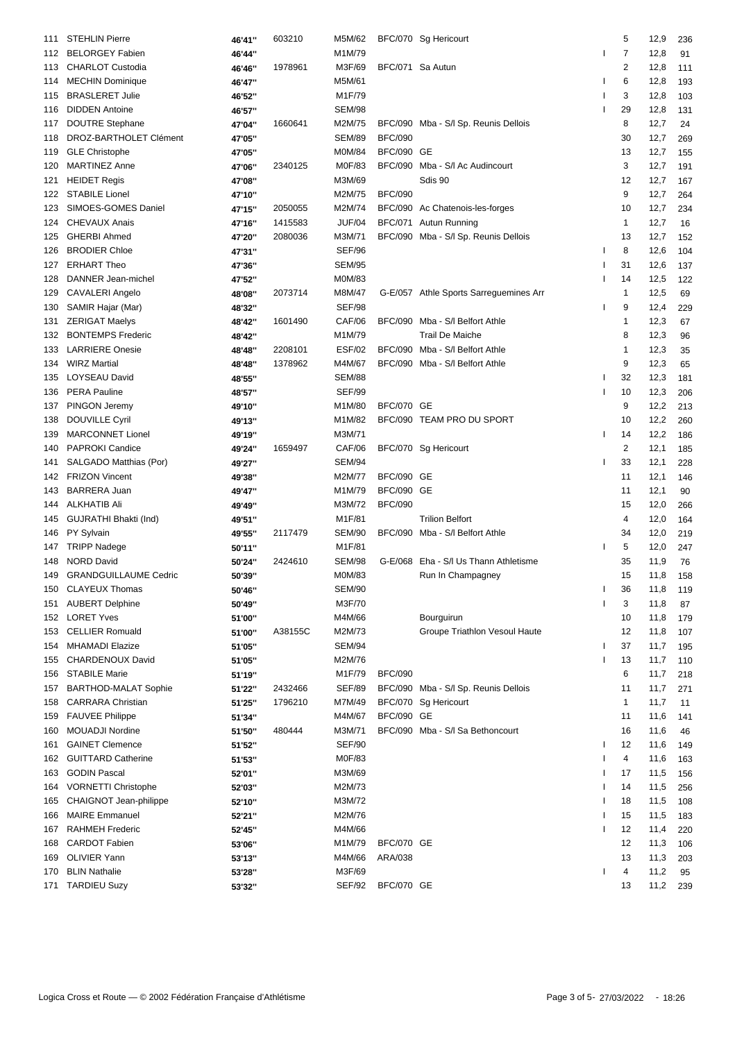| | | | | | | | | | | |
|---|---|---|---|---|---|---|---|---|---|---|
| 111 | STEHLIN Pierre | 46'41'' | 603210 | M5M/62 | BFC/070 | Sg Hericourt | | 5 | 12,9 | 236 |
| 112 | BELORGEY Fabien | 46'44'' | | M1M/79 | | | I | 7 | 12,8 | 91 |
| 113 | CHARLOT Custodia | 46'46'' | 1978961 | M3F/69 | BFC/071 | Sa Autun | | 2 | 12,8 | 111 |
| 114 | MECHIN Dominique | 46'47'' | | M5M/61 | | | I | 6 | 12,8 | 193 |
| 115 | BRASLERET Julie | 46'52'' | | M1F/79 | | | I | 3 | 12,8 | 103 |
| 116 | DIDDEN Antoine | 46'57'' | | SEM/98 | | | I | 29 | 12,8 | 131 |
| 117 | DOUTRE Stephane | 47'04'' | 1660641 | M2M/75 | BFC/090 | Mba - S/l Sp. Reunis Dellois | | 8 | 12,7 | 24 |
| 118 | DROZ-BARTHOLET Clément | 47'05'' | | SEM/89 | BFC/090 | | | 30 | 12,7 | 269 |
| 119 | GLE Christophe | 47'05'' | | M0M/84 | BFC/090 GE | | | 13 | 12,7 | 155 |
| 120 | MARTINEZ Anne | 47'06'' | 2340125 | M0F/83 | BFC/090 | Mba - S/l Ac Audincourt | | 3 | 12,7 | 191 |
| 121 | HEIDET Regis | 47'08'' | | M3M/69 | | Sdis 90 | | 12 | 12,7 | 167 |
| 122 | STABILE Lionel | 47'10'' | | M2M/75 | BFC/090 | | | 9 | 12,7 | 264 |
| 123 | SIMOES-GOMES Daniel | 47'15'' | 2050055 | M2M/74 | BFC/090 | Ac Chatenois-les-forges | | 10 | 12,7 | 234 |
| 124 | CHEVAUX Anais | 47'16'' | 1415583 | JUF/04 | BFC/071 | Autun Running | | 1 | 12,7 | 16 |
| 125 | GHERBI Ahmed | 47'20'' | 2080036 | M3M/71 | BFC/090 | Mba - S/l Sp. Reunis Dellois | | 13 | 12,7 | 152 |
| 126 | BRODIER Chloe | 47'31'' | | SEF/96 | | | I | 8 | 12,6 | 104 |
| 127 | ERHART Theo | 47'36'' | | SEM/95 | | | I | 31 | 12,6 | 137 |
| 128 | DANNER Jean-michel | 47'52'' | | M0M/83 | | | I | 14 | 12,5 | 122 |
| 129 | CAVALERI Angelo | 48'08'' | 2073714 | M8M/47 | G-E/057 | Athle Sports Sarreguemines Arr | | 1 | 12,5 | 69 |
| 130 | SAMIR Hajar (Mar) | 48'32'' | | SEF/98 | | | I | 9 | 12,4 | 229 |
| 131 | ZERIGAT Maelys | 48'42'' | 1601490 | CAF/06 | BFC/090 | Mba - S/l Belfort Athle | | 1 | 12,3 | 67 |
| 132 | BONTEMPS Frederic | 48'42'' | | M1M/79 | | Trail De Maiche | | 8 | 12,3 | 96 |
| 133 | LARRIERE Onesie | 48'48'' | 2208101 | ESF/02 | BFC/090 | Mba - S/l Belfort Athle | | 1 | 12,3 | 35 |
| 134 | WIRZ Martial | 48'48'' | 1378962 | M4M/67 | BFC/090 | Mba - S/l Belfort Athle | | 9 | 12,3 | 65 |
| 135 | LOYSEAU David | 48'55'' | | SEM/88 | | | I | 32 | 12,3 | 181 |
| 136 | PERA Pauline | 48'57'' | | SEF/99 | | | I | 10 | 12,3 | 206 |
| 137 | PINGON Jeremy | 49'10'' | | M1M/80 | BFC/070 GE | | | 9 | 12,2 | 213 |
| 138 | DOUVILLE Cyril | 49'13'' | | M1M/82 | BFC/090 | TEAM PRO DU SPORT | | 10 | 12,2 | 260 |
| 139 | MARCONNET Lionel | 49'19'' | | M3M/71 | | | I | 14 | 12,2 | 186 |
| 140 | PAPROKI Candice | 49'24'' | 1659497 | CAF/06 | BFC/070 | Sg Hericourt | | 2 | 12,1 | 185 |
| 141 | SALGADO Matthias (Por) | 49'27'' | | SEM/94 | | | I | 33 | 12,1 | 228 |
| 142 | FRIZON Vincent | 49'38'' | | M2M/77 | BFC/090 GE | | | 11 | 12,1 | 146 |
| 143 | BARRERA Juan | 49'47'' | | M1M/79 | BFC/090 GE | | | 11 | 12,1 | 90 |
| 144 | ALKHATIB Ali | 49'49'' | | M3M/72 | BFC/090 | | | 15 | 12,0 | 266 |
| 145 | GUJRATHI Bhakti (Ind) | 49'51'' | | M1F/81 | | Trilion Belfort | | 4 | 12,0 | 164 |
| 146 | PY Sylvain | 49'55'' | 2117479 | SEM/90 | BFC/090 | Mba - S/l Belfort Athle | | 34 | 12,0 | 219 |
| 147 | TRIPP Nadege | 50'11'' | | M1F/81 | | | I | 5 | 12,0 | 247 |
| 148 | NORD David | 50'24'' | 2424610 | SEM/98 | G-E/068 | Eha - S/l Us Thann Athletisme | | 35 | 11,9 | 76 |
| 149 | GRANDGUILLAUME Cedric | 50'39'' | | M0M/83 | | Run In Champagney | | 15 | 11,8 | 158 |
| 150 | CLAYEUX Thomas | 50'46'' | | SEM/90 | | | I | 36 | 11,8 | 119 |
| 151 | AUBERT Delphine | 50'49'' | | M3F/70 | | | I | 3 | 11,8 | 87 |
| 152 | LORET Yves | 51'00'' | | M4M/66 | | Bourguirun | | 10 | 11,8 | 179 |
| 153 | CELLIER Romuald | 51'00'' | A38155C | M2M/73 | | Groupe Triathlon Vesoul Haute | | 12 | 11,8 | 107 |
| 154 | MHAMADI Elazize | 51'05'' | | SEM/94 | | | I | 37 | 11,7 | 195 |
| 155 | CHARDENOUX David | 51'05'' | | M2M/76 | | | I | 13 | 11,7 | 110 |
| 156 | STABILE Marie | 51'19'' | | M1F/79 | BFC/090 | | | 6 | 11,7 | 218 |
| 157 | BARTHOD-MALAT Sophie | 51'22'' | 2432466 | SEF/89 | BFC/090 | Mba - S/l Sp. Reunis Dellois | | 11 | 11,7 | 271 |
| 158 | CARRARA Christian | 51'25'' | 1796210 | M7M/49 | BFC/070 | Sg Hericourt | | 1 | 11,7 | 11 |
| 159 | FAUVEE Philippe | 51'34'' | | M4M/67 | BFC/090 GE | | | 11 | 11,6 | 141 |
| 160 | MOUADJI Nordine | 51'50'' | 480444 | M3M/71 | BFC/090 | Mba - S/l Sa Bethoncourt | | 16 | 11,6 | 46 |
| 161 | GAINET Clemence | 51'52'' | | SEF/90 | | | I | 12 | 11,6 | 149 |
| 162 | GUITTARD Catherine | 51'53'' | | M0F/83 | | | I | 4 | 11,6 | 163 |
| 163 | GODIN Pascal | 52'01'' | | M3M/69 | | | I | 17 | 11,5 | 156 |
| 164 | VORNETTI Christophe | 52'03'' | | M2M/73 | | | I | 14 | 11,5 | 256 |
| 165 | CHAIGNOT Jean-philippe | 52'10'' | | M3M/72 | | | I | 18 | 11,5 | 108 |
| 166 | MAIRE Emmanuel | 52'21'' | | M2M/76 | | | I | 15 | 11,5 | 183 |
| 167 | RAHMEH Frederic | 52'45'' | | M4M/66 | | | I | 12 | 11,4 | 220 |
| 168 | CARDOT Fabien | 53'06'' | | M1M/79 | BFC/070 GE | | | 12 | 11,3 | 106 |
| 169 | OLIVIER Yann | 53'13'' | | M4M/66 | ARA/038 | | | 13 | 11,3 | 203 |
| 170 | BLIN Nathalie | 53'28'' | | M3F/69 | | | I | 4 | 11,2 | 95 |
| 171 | TARDIEU Suzy | 53'32'' | | SEF/92 | BFC/070 GE | | | 13 | 11,2 | 239 |

Logica Cross et Route — © 2002 Fédération Française d'Athlétisme — 27/03/2022 - 18:26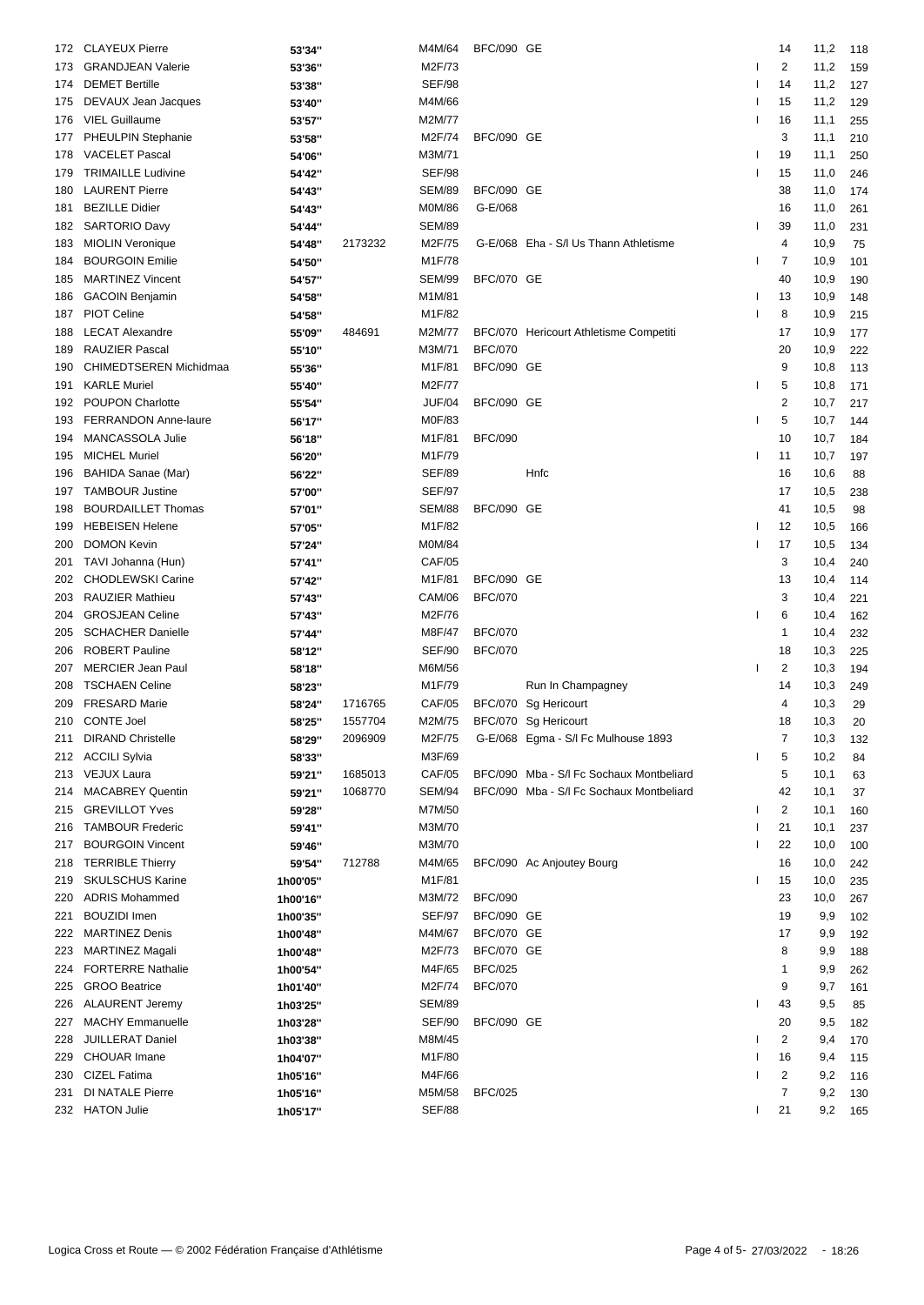| | | | | | | | | | | |
|---|---|---|---|---|---|---|---|---|---|---|
| 172 | CLAYEUX Pierre | 53'34'' | | M4M/64 | BFC/090 GE | | | 14 | 11,2 | 118 |
| 173 | GRANDJEAN Valerie | 53'36'' | | M2F/73 | | | I | 2 | 11,2 | 159 |
| 174 | DEMET Bertille | 53'38'' | | SEF/98 | | | I | 14 | 11,2 | 127 |
| 175 | DEVAUX Jean Jacques | 53'40'' | | M4M/66 | | | I | 15 | 11,2 | 129 |
| 176 | VIEL Guillaume | 53'57'' | | M2M/77 | | | I | 16 | 11,1 | 255 |
| 177 | PHEULPIN Stephanie | 53'58'' | | M2F/74 | BFC/090 GE | | | 3 | 11,1 | 210 |
| 178 | VACELET Pascal | 54'06'' | | M3M/71 | | | I | 19 | 11,1 | 250 |
| 179 | TRIMAILLE Ludivine | 54'42'' | | SEF/98 | | | I | 15 | 11,0 | 246 |
| 180 | LAURENT Pierre | 54'43'' | | SEM/89 | BFC/090 GE | | | 38 | 11,0 | 174 |
| 181 | BEZILLE Didier | 54'43'' | | M0M/86 | G-E/068 | | | 16 | 11,0 | 261 |
| 182 | SARTORIO Davy | 54'44'' | | SEM/89 | | | I | 39 | 11,0 | 231 |
| 183 | MIOLIN Veronique | 54'48'' | 2173232 | M2F/75 | G-E/068 | Eha - S/l Us Thann Athletisme | | 4 | 10,9 | 75 |
| 184 | BOURGOIN Emilie | 54'50'' | | M1F/78 | | | I | 7 | 10,9 | 101 |
| 185 | MARTINEZ Vincent | 54'57'' | | SEM/99 | BFC/070 GE | | | 40 | 10,9 | 190 |
| 186 | GACOIN Benjamin | 54'58'' | | M1M/81 | | | I | 13 | 10,9 | 148 |
| 187 | PIOT Celine | 54'58'' | | M1F/82 | | | I | 8 | 10,9 | 215 |
| 188 | LECAT Alexandre | 55'09'' | 484691 | M2M/77 | BFC/070 | Hericourt Athletisme Competiti | | 17 | 10,9 | 177 |
| 189 | RAUZIER Pascal | 55'10'' | | M3M/71 | BFC/070 | | | 20 | 10,9 | 222 |
| 190 | CHIMEDTSEREN Michidmaa | 55'36'' | | M1F/81 | BFC/090 GE | | | 9 | 10,8 | 113 |
| 191 | KARLE Muriel | 55'40'' | | M2F/77 | | | I | 5 | 10,8 | 171 |
| 192 | POUPON Charlotte | 55'54'' | | JUF/04 | BFC/090 GE | | | 2 | 10,7 | 217 |
| 193 | FERRANDON Anne-laure | 56'17'' | | M0F/83 | | | I | 5 | 10,7 | 144 |
| 194 | MANCASSOLA Julie | 56'18'' | | M1F/81 | BFC/090 | | | 10 | 10,7 | 184 |
| 195 | MICHEL Muriel | 56'20'' | | M1F/79 | | | I | 11 | 10,7 | 197 |
| 196 | BAHIDA Sanae (Mar) | 56'22'' | | SEF/89 | | Hnfc | | 16 | 10,6 | 88 |
| 197 | TAMBOUR Justine | 57'00'' | | SEF/97 | | | | 17 | 10,5 | 238 |
| 198 | BOURDAILLET Thomas | 57'01'' | | SEM/88 | BFC/090 GE | | | 41 | 10,5 | 98 |
| 199 | HEBEISEN Helene | 57'05'' | | M1F/82 | | | I | 12 | 10,5 | 166 |
| 200 | DOMON Kevin | 57'24'' | | M0M/84 | | | I | 17 | 10,5 | 134 |
| 201 | TAVI Johanna (Hun) | 57'41'' | | CAF/05 | | | | 3 | 10,4 | 240 |
| 202 | CHODLEWSKI Carine | 57'42'' | | M1F/81 | BFC/090 GE | | | 13 | 10,4 | 114 |
| 203 | RAUZIER Mathieu | 57'43'' | | CAM/06 | BFC/070 | | | 3 | 10,4 | 221 |
| 204 | GROSJEAN Celine | 57'43'' | | M2F/76 | | | I | 6 | 10,4 | 162 |
| 205 | SCHACHER Danielle | 57'44'' | | M8F/47 | BFC/070 | | | 1 | 10,4 | 232 |
| 206 | ROBERT Pauline | 58'12'' | | SEF/90 | BFC/070 | | | 18 | 10,3 | 225 |
| 207 | MERCIER Jean Paul | 58'18'' | | M6M/56 | | | I | 2 | 10,3 | 194 |
| 208 | TSCHAEN Celine | 58'23'' | | M1F/79 | | Run In Champagney | | 14 | 10,3 | 249 |
| 209 | FRESARD Marie | 58'24'' | 1716765 | CAF/05 | BFC/070 | Sg Hericourt | | 4 | 10,3 | 29 |
| 210 | CONTE Joel | 58'25'' | 1557704 | M2M/75 | BFC/070 | Sg Hericourt | | 18 | 10,3 | 20 |
| 211 | DIRAND Christelle | 58'29'' | 2096909 | M2F/75 | G-E/068 | Egma - S/l Fc Mulhouse 1893 | | 7 | 10,3 | 132 |
| 212 | ACCILI Sylvia | 58'33'' | | M3F/69 | | | I | 5 | 10,2 | 84 |
| 213 | VEJUX Laura | 59'21'' | 1685013 | CAF/05 | BFC/090 | Mba - S/l Fc Sochaux Montbeliard | | 5 | 10,1 | 63 |
| 214 | MACABREY Quentin | 59'21'' | 1068770 | SEM/94 | BFC/090 | Mba - S/l Fc Sochaux Montbeliard | | 42 | 10,1 | 37 |
| 215 | GREVILLOT Yves | 59'28'' | | M7M/50 | | | I | 2 | 10,1 | 160 |
| 216 | TAMBOUR Frederic | 59'41'' | | M3M/70 | | | I | 21 | 10,1 | 237 |
| 217 | BOURGOIN Vincent | 59'46'' | | M3M/70 | | | I | 22 | 10,0 | 100 |
| 218 | TERRIBLE Thierry | 59'54'' | 712788 | M4M/65 | BFC/090 | Ac Anjoutey Bourg | | 16 | 10,0 | 242 |
| 219 | SKULSCHUS Karine | 1h00'05'' | | M1F/81 | | | I | 15 | 10,0 | 235 |
| 220 | ADRIS Mohammed | 1h00'16'' | | M3M/72 | BFC/090 | | | 23 | 10,0 | 267 |
| 221 | BOUZIDI Imen | 1h00'35'' | | SEF/97 | BFC/090 GE | | | 19 | 9,9 | 102 |
| 222 | MARTINEZ Denis | 1h00'48'' | | M4M/67 | BFC/070 GE | | | 17 | 9,9 | 192 |
| 223 | MARTINEZ Magali | 1h00'48'' | | M2F/73 | BFC/070 GE | | | 8 | 9,9 | 188 |
| 224 | FORTERRE Nathalie | 1h00'54'' | | M4F/65 | BFC/025 | | | 1 | 9,9 | 262 |
| 225 | GROO Beatrice | 1h01'40'' | | M2F/74 | BFC/070 | | | 9 | 9,7 | 161 |
| 226 | ALAURENT Jeremy | 1h03'25'' | | SEM/89 | | | I | 43 | 9,5 | 85 |
| 227 | MACHY Emmanuelle | 1h03'28'' | | SEF/90 | BFC/090 GE | | | 20 | 9,5 | 182 |
| 228 | JUILLERAT Daniel | 1h03'38'' | | M8M/45 | | | I | 2 | 9,4 | 170 |
| 229 | CHOUAR Imane | 1h04'07'' | | M1F/80 | | | I | 16 | 9,4 | 115 |
| 230 | CIZEL Fatima | 1h05'16'' | | M4F/66 | | | I | 2 | 9,2 | 116 |
| 231 | DI NATALE Pierre | 1h05'16'' | | M5M/58 | BFC/025 | | | 7 | 9,2 | 130 |
| 232 | HATON Julie | 1h05'17'' | | SEF/88 | | | I | 21 | 9,2 | 165 |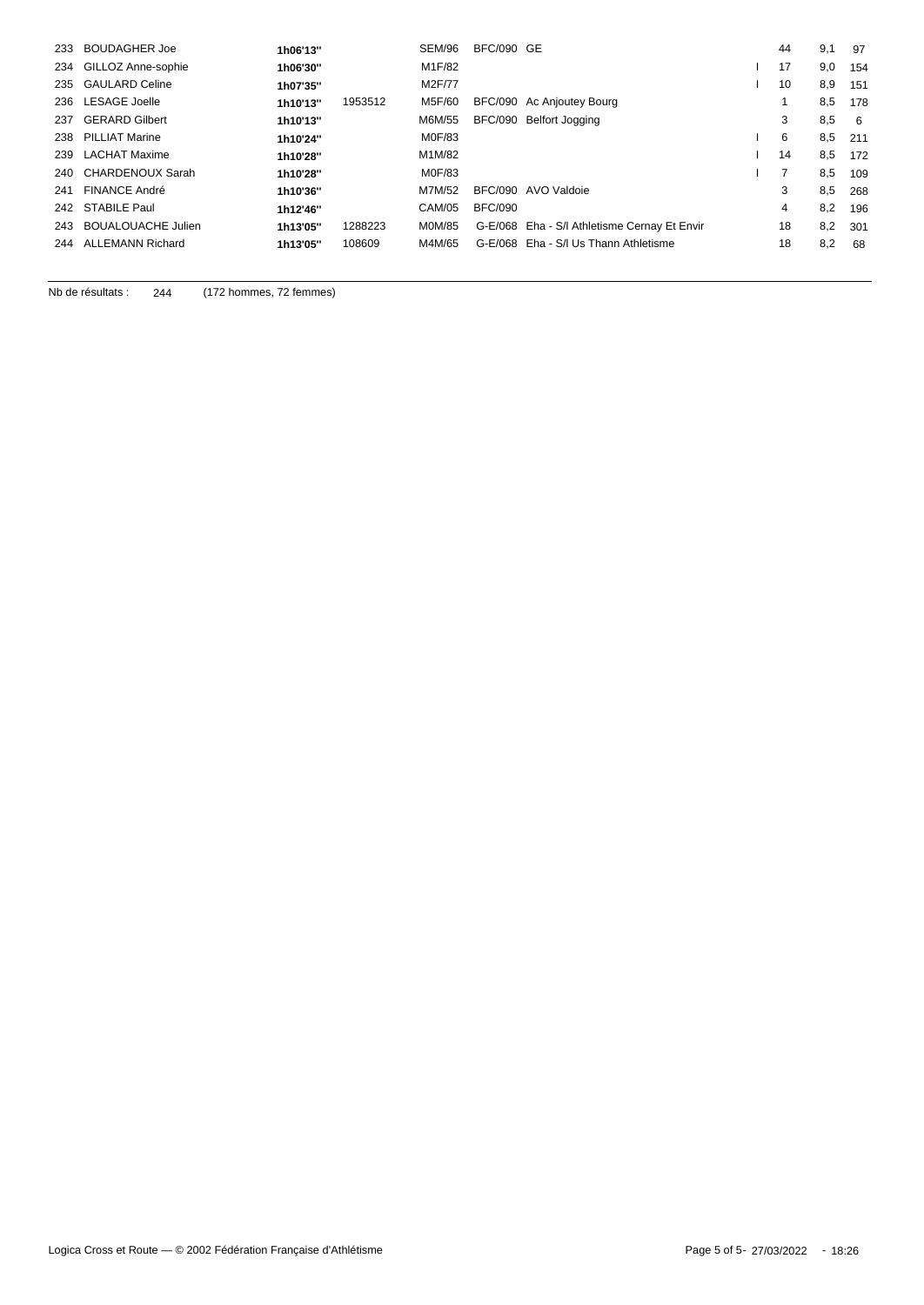| | | | | | | | | | | | |
|---|---|---|---|---|---|---|---|---|---|---|---|
| 233 | BOUDAGHER Joe | **1h06'13''** | | SEM/96 | BFC/090 | GE | | 44 | 9,1 | 97 |
| 234 | GILLOZ Anne-sophie | **1h06'30''** | | M1F/82 | | | I | 17 | 9,0 | 154 |
| 235 | GAULARD Celine | **1h07'35''** | | M2F/77 | | | I | 10 | 8,9 | 151 |
| 236 | LESAGE Joelle | **1h10'13''** | 1953512 | M5F/60 | BFC/090 | Ac Anjoutey Bourg | | 1 | 8,5 | 178 |
| 237 | GERARD Gilbert | **1h10'13''** | | M6M/55 | BFC/090 | Belfort Jogging | | 3 | 8,5 | 6 |
| 238 | PILLIAT Marine | **1h10'24''** | | M0F/83 | | | I | 6 | 8,5 | 211 |
| 239 | LACHAT Maxime | **1h10'28''** | | M1M/82 | | | I | 14 | 8,5 | 172 |
| 240 | CHARDENOUX Sarah | **1h10'28''** | | M0F/83 | | | I | 7 | 8,5 | 109 |
| 241 | FINANCE André | **1h10'36''** | | M7M/52 | BFC/090 | AVO Valdoie | | 3 | 8,5 | 268 |
| 242 | STABILE Paul | **1h12'46''** | | CAM/05 | BFC/090 | | | 4 | 8,2 | 196 |
| 243 | BOUALOUACHE Julien | **1h13'05''** | 1288223 | M0M/85 | G-E/068 | Eha - S/l Athletisme Cernay Et Envir | | 18 | 8,2 | 301 |
| 244 | ALLEMANN Richard | **1h13'05''** | 108609 | M4M/65 | G-E/068 | Eha - S/l Us Thann Athletisme | | 18 | 8,2 | 68 |

Nb de résultats : 244 (172 hommes, 72 femmes)